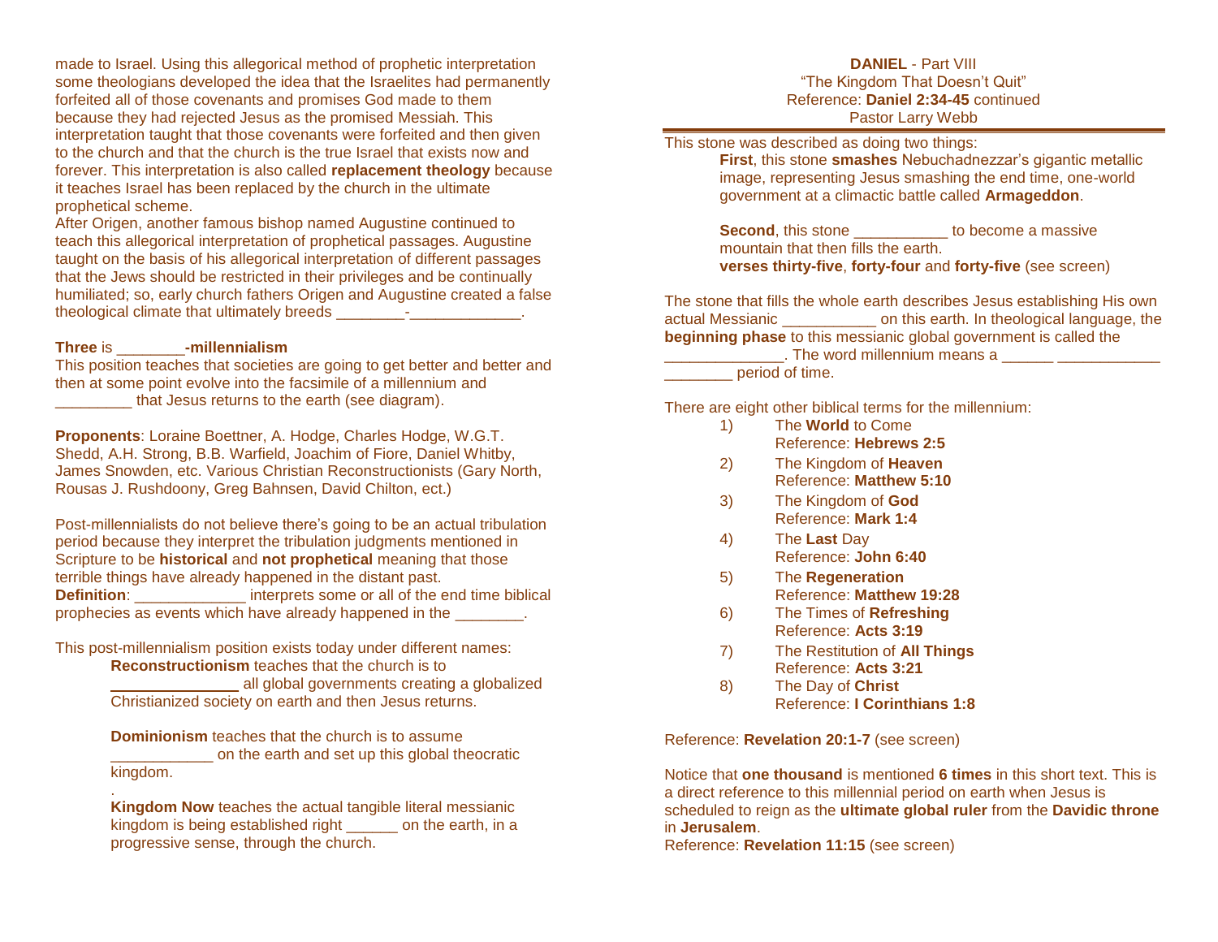made to Israel. Using this allegorical method of prophetic interpretation some theologians developed the idea that the Israelites had permanently forfeited all of those covenants and promises God made to them because they had rejected Jesus as the promised Messiah. This interpretation taught that those covenants were forfeited and then given to the church and that the church is the true Israel that exists now and forever. This interpretation is also called **replacement theology** because it teaches Israel has been replaced by the church in the ultimate prophetical scheme.

After Origen, another famous bishop named Augustine continued to teach this allegorical interpretation of prophetical passages. Augustine taught on the basis of his allegorical interpretation of different passages that the Jews should be restricted in their privileges and be continually humiliated; so, early church fathers Origen and Augustine created a false theological climate that ultimately breeds ________-_____________.

**Three** is ________**-millennialism**

This position teaches that societies are going to get better and better and then at some point evolve into the facsimile of a millennium and _________ that Jesus returns to the earth (see diagram).

**Proponents**: Loraine Boettner, A. Hodge, Charles Hodge, W.G.T. Shedd, A.H. Strong, B.B. Warfield, Joachim of Fiore, Daniel Whitby, James Snowden, etc. Various Christian Reconstructionists (Gary North, Rousas J. Rushdoony, Greg Bahnsen, David Chilton, ect.)

Post-millennialists do not believe there's going to be an actual tribulation period because they interpret the tribulation judgments mentioned in Scripture to be **historical** and **not prophetical** meaning that those terrible things have already happened in the distant past.

**Definition**: _____________ interprets some or all of the end time biblical prophecies as events which have already happened in the ________.

This post-millennialism position exists today under different names:

> **Reconstructionism** teaches that the church is to _______________ all global governments creating a globalized Christianized society on earth and then Jesus returns.
>
> **Dominionism** teaches that the church is to assume ____________ on the earth and set up this global theocratic kingdom.
>
> .
>
> **Kingdom Now** teaches the actual tangible literal messianic kingdom is being established right ______ on the earth, in a progressive sense, through the church.

**DANIEL** - Part VIII
"The Kingdom That Doesn't Quit"
Reference: **Daniel 2:34-45** continued
Pastor Larry Webb

---

This stone was described as doing two things:

> **First**, this stone **smashes** Nebuchadnezzar's gigantic metallic image, representing Jesus smashing the end time, one-world government at a climactic battle called **Armageddon**.
>
> **Second**, this stone ___________ to become a massive mountain that then fills the earth.
> **verses thirty-five**, **forty-four** and **forty-five** (see screen)

The stone that fills the whole earth describes Jesus establishing His own actual Messianic ___________ on this earth. In theological language, the **beginning phase** to this messianic global government is called the ______________. The word millennium means a ______ ____________ ________ period of time.

There are eight other biblical terms for the millennium:

1) The **World** to Come
   Reference: **Hebrews 2:5**
2) The Kingdom of **Heaven**
   Reference: **Matthew 5:10**
3) The Kingdom of **God**
   Reference: **Mark 1:4**
4) The **Last** Day
   Reference: **John 6:40**
5) The **Regeneration**
   Reference: **Matthew 19:28**
6) The Times of **Refreshing**
   Reference: **Acts 3:19**
7) The Restitution of **All Things**
   Reference: **Acts 3:21**
8) The Day of **Christ**
   Reference: **I Corinthians 1:8**

Reference: **Revelation 20:1-7** (see screen)

Notice that **one thousand** is mentioned **6 times** in this short text. This is a direct reference to this millennial period on earth when Jesus is scheduled to reign as the **ultimate global ruler** from the **Davidic throne** in **Jerusalem**.

Reference: **Revelation 11:15** (see screen)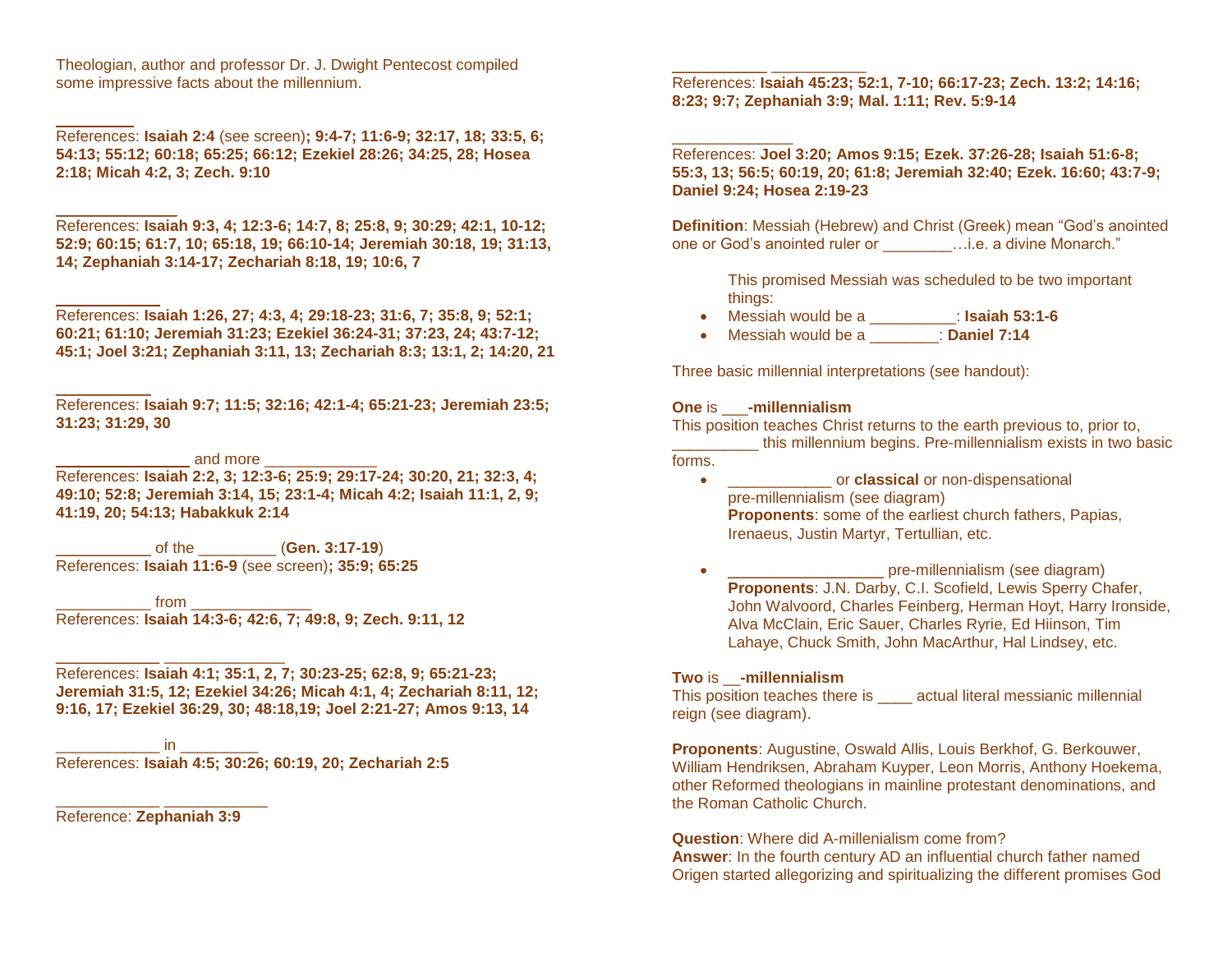Theologian, author and professor Dr. J. Dwight Pentecost compiled some impressive facts about the millennium.

________
References: **Isaiah 2:4** (see screen)**; 9:4-7; 11:6-9; 32:17, 18; 33:5, 6; 54:13; 55:12; 60:18; 65:25; 66:12; Ezekiel 28:26; 34:25, 28; Hosea 2:18; Micah 4:2, 3; Zech. 9:10**

_____________
References: **Isaiah 9:3, 4; 12:3-6; 14:7, 8; 25:8, 9; 30:29; 42:1, 10-12; 52:9; 60:15; 61:7, 10; 65:18, 19; 66:10-14; Jeremiah 30:18, 19; 31:13, 14; Zephaniah 3:14-17; Zechariah 8:18, 19; 10:6, 7**

___________
References: **Isaiah 1:26, 27; 4:3, 4; 29:18-23; 31:6, 7; 35:8, 9; 52:1; 60:21; 61:10; Jeremiah 31:23; Ezekiel 36:24-31; 37:23, 24; 43:7-12; 45:1; Joel 3:21; Zephaniah 3:11, 13; Zechariah 8:3; 13:1, 2; 14:20, 21**

__________
References: **Isaiah 9:7; 11:5; 32:16; 42:1-4; 65:21-23; Jeremiah 23:5; 31:23; 31:29, 30**

______________ and more ____________
References: **Isaiah 2:2, 3; 12:3-6; 25:9; 29:17-24; 30:20, 21; 32:3, 4; 49:10; 52:8; Jeremiah 3:14, 15; 23:1-4; Micah 4:2; Isaiah 11:1, 2, 9; 41:19, 20; 54:13; Habakkuk 2:14**

__________ of the ________ (**Gen. 3:17-19**)
References: **Isaiah 11:6-9** (see screen)**; 35:9; 65:25**

__________ from _____________
References: **Isaiah 14:3-6; 42:6, 7; 49:8, 9; Zech. 9:11, 12**

___________ _____________
References: **Isaiah 4:1; 35:1, 2, 7; 30:23-25; 62:8, 9; 65:21-23; Jeremiah 31:5, 12; Ezekiel 34:26; Micah 4:1, 4; Zechariah 8:11, 12; 9:16, 17; Ezekiel 36:29, 30; 48:18,19; Joel 2:21-27; Amos 9:13, 14**

___________ in _________
References: **Isaiah 4:5; 30:26; 60:19, 20; Zechariah 2:5**

___________ ___________
Reference: **Zephaniah 3:9**

__________ __________
References: **Isaiah 45:23; 52:1, 7-10; 66:17-23; Zech. 13:2; 14:16; 8:23; 9:7; Zephaniah 3:9; Mal. 1:11; Rev. 5:9-14**

_____________
References: **Joel 3:20; Amos 9:15; Ezek. 37:26-28; Isaiah 51:6-8; 55:3, 13; 56:5; 60:19, 20; 61:8; Jeremiah 32:40; Ezek. 16:60; 43:7-9; Daniel 9:24; Hosea 2:19-23**

**Definition**: Messiah (Hebrew) and Christ (Greek) mean "God's anointed one or God's anointed ruler or ________…i.e. a divine Monarch."

This promised Messiah was scheduled to be two important things:

- Messiah would be a __________: **Isaiah 53:1-6**
- Messiah would be a ________: **Daniel 7:14**

Three basic millennial interpretations (see handout):

**One** is ___**-millennialism**
This position teaches Christ returns to the earth previous to, prior to, __________ this millennium begins. Pre-millennialism exists in two basic forms.

- ____________ or **classical** or non-dispensational pre-millennialism (see diagram)
  **Proponents**: some of the earliest church fathers, Papias, Irenaeus, Justin Martyr, Tertullian, etc.

- _________________ pre-millennialism (see diagram)
  **Proponents**: J.N. Darby, C.I. Scofield, Lewis Sperry Chafer, John Walvoord, Charles Feinberg, Herman Hoyt, Harry Ironside, Alva McClain, Eric Sauer, Charles Ryrie, Ed Hiinson, Tim Lahaye, Chuck Smith, John MacArthur, Hal Lindsey, etc.

**Two** is __**-millennialism**
This position teaches there is ____ actual literal messianic millennial reign (see diagram).

**Proponents**: Augustine, Oswald Allis, Louis Berkhof, G. Berkouwer, William Hendriksen, Abraham Kuyper, Leon Morris, Anthony Hoekema, other Reformed theologians in mainline protestant denominations, and the Roman Catholic Church.

**Question**: Where did A-millenialism come from?
**Answer**: In the fourth century AD an influential church father named Origen started allegorizing and spiritualizing the different promises God